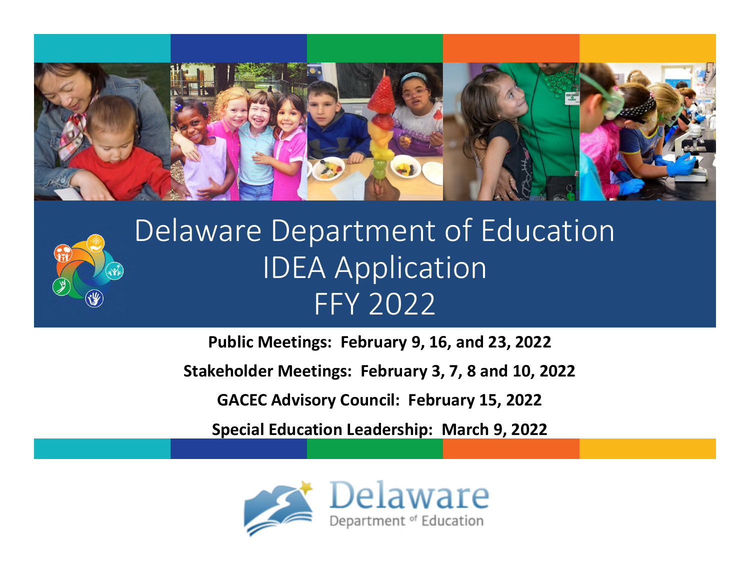# Delaware Department of Education IDEA Application FFY 2022

**Public Meetings: February 9, 16, and 23, 2022**

**Stakeholder Meetings: February 3, 7, 8 and 10, 2022**

**GACEC Advisory Council: February 15, 2022**

**Special Education Leadership: March 9, 2022**

Delaware Department of Education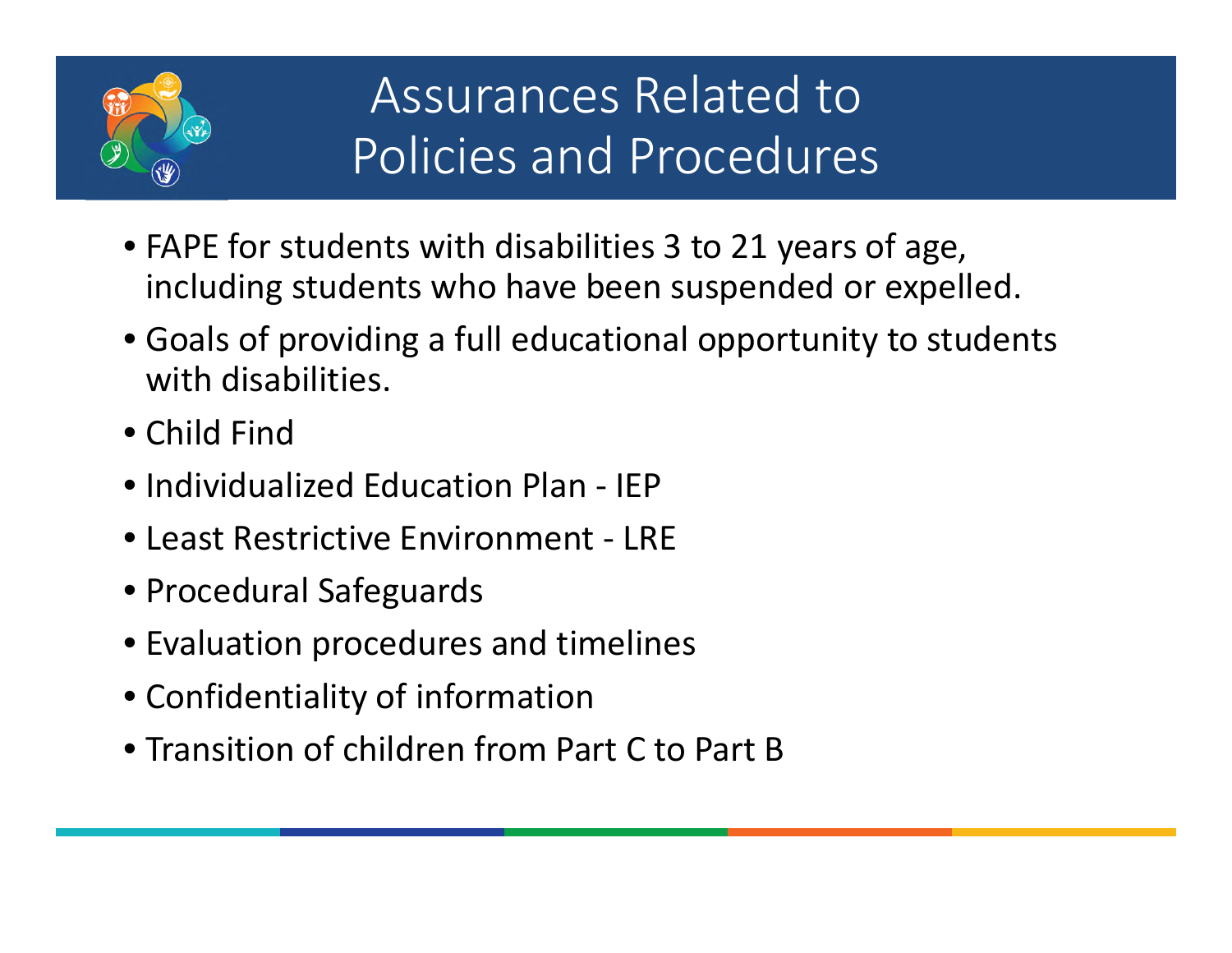# Assurances Related to Policies and Procedures

- FAPE for students with disabilities 3 to 21 years of age, including students who have been suspended or expelled.
- Goals of providing a full educational opportunity to students with disabilities.
- Child Find
- Individualized Education Plan - IEP
- Least Restrictive Environment - LRE
- Procedural Safeguards
- Evaluation procedures and timelines
- Confidentiality of information
- Transition of children from Part C to Part B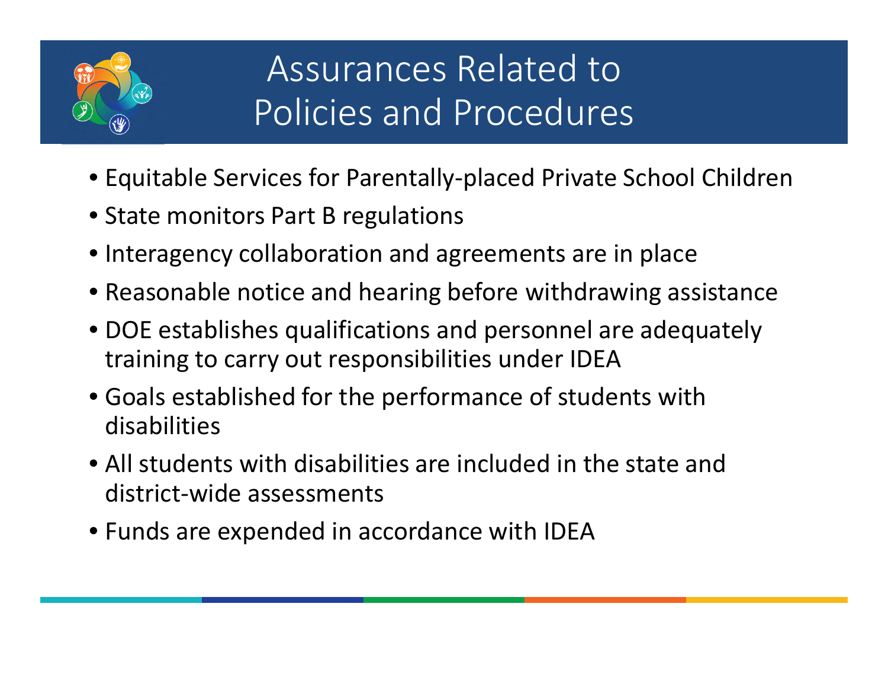# Assurances Related to Policies and Procedures

- Equitable Services for Parentally-placed Private School Children
- State monitors Part B regulations
- Interagency collaboration and agreements are in place
- Reasonable notice and hearing before withdrawing assistance
- DOE establishes qualifications and personnel are adequately training to carry out responsibilities under IDEA
- Goals established for the performance of students with disabilities
- All students with disabilities are included in the state and district-wide assessments
- Funds are expended in accordance with IDEA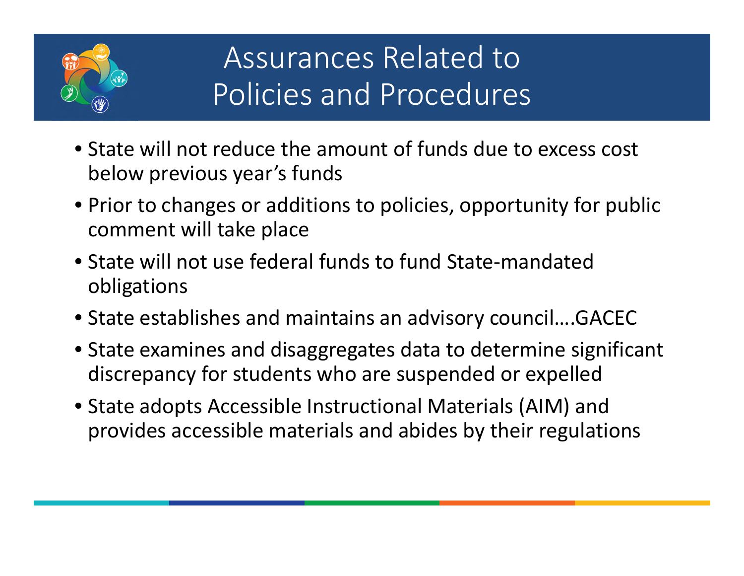# Assurances Related to Policies and Procedures

- State will not reduce the amount of funds due to excess cost below previous year's funds
- Prior to changes or additions to policies, opportunity for public comment will take place
- State will not use federal funds to fund State-mandated obligations
- State establishes and maintains an advisory council….GACEC
- State examines and disaggregates data to determine significant discrepancy for students who are suspended or expelled
- State adopts Accessible Instructional Materials (AIM) and provides accessible materials and abides by their regulations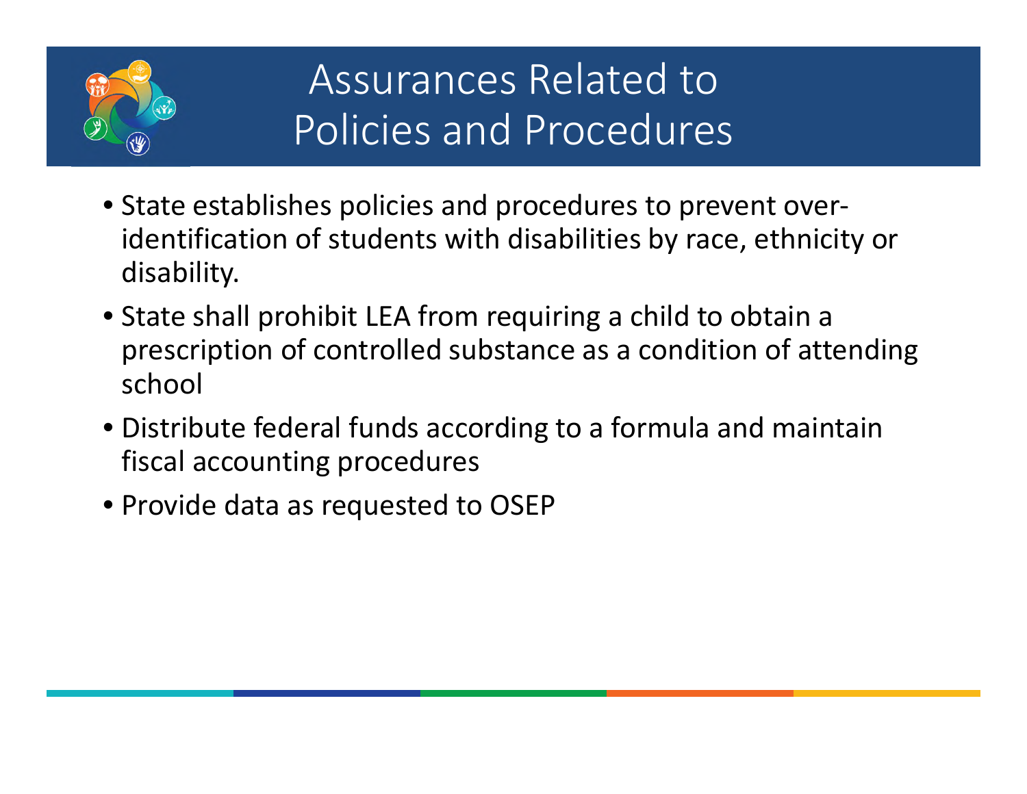# Assurances Related to Policies and Procedures

- State establishes policies and procedures to prevent over-identification of students with disabilities by race, ethnicity or disability.
- State shall prohibit LEA from requiring a child to obtain a prescription of controlled substance as a condition of attending school
- Distribute federal funds according to a formula and maintain fiscal accounting procedures
- Provide data as requested to OSEP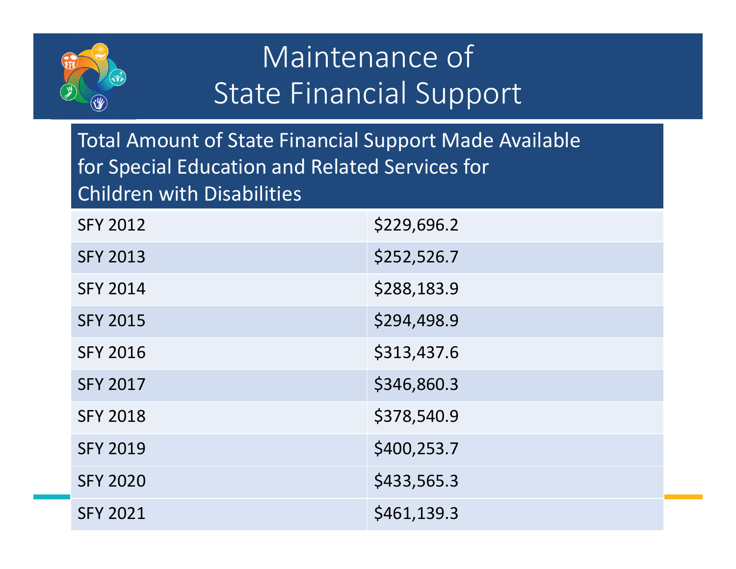# Maintenance of State Financial Support

| Total Amount of State Financial Support Made Available for Special Education and Related Services for Children with Disabilities | |
|---|---|
| SFY 2012 | $229,696.2 |
| SFY 2013 | $252,526.7 |
| SFY 2014 | $288,183.9 |
| SFY 2015 | $294,498.9 |
| SFY 2016 | $313,437.6 |
| SFY 2017 | $346,860.3 |
| SFY 2018 | $378,540.9 |
| SFY 2019 | $400,253.7 |
| SFY 2020 | $433,565.3 |
| SFY 2021 | $461,139.3 |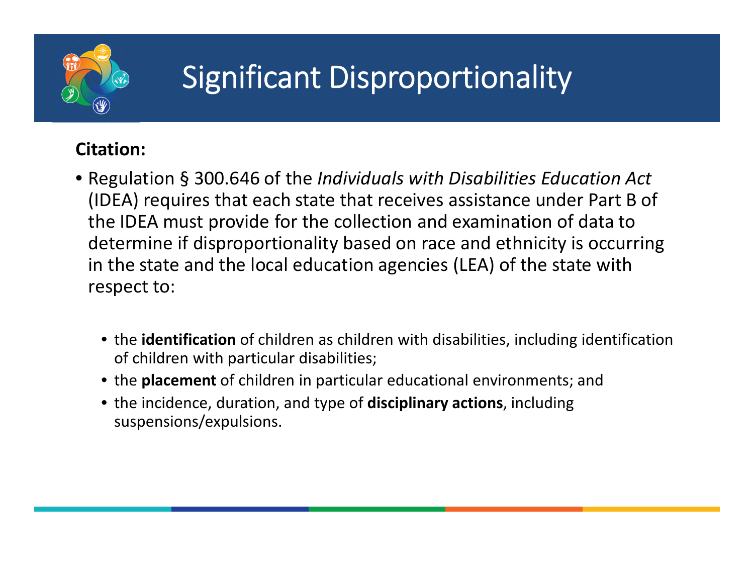# Significant Disproportionality

**Citation:**

- Regulation § 300.646 of the *Individuals with Disabilities Education Act* (IDEA) requires that each state that receives assistance under Part B of the IDEA must provide for the collection and examination of data to determine if disproportionality based on race and ethnicity is occurring in the state and the local education agencies (LEA) of the state with respect to:
  - the **identification** of children as children with disabilities, including identification of children with particular disabilities;
  - the **placement** of children in particular educational environments; and
  - the incidence, duration, and type of **disciplinary actions**, including suspensions/expulsions.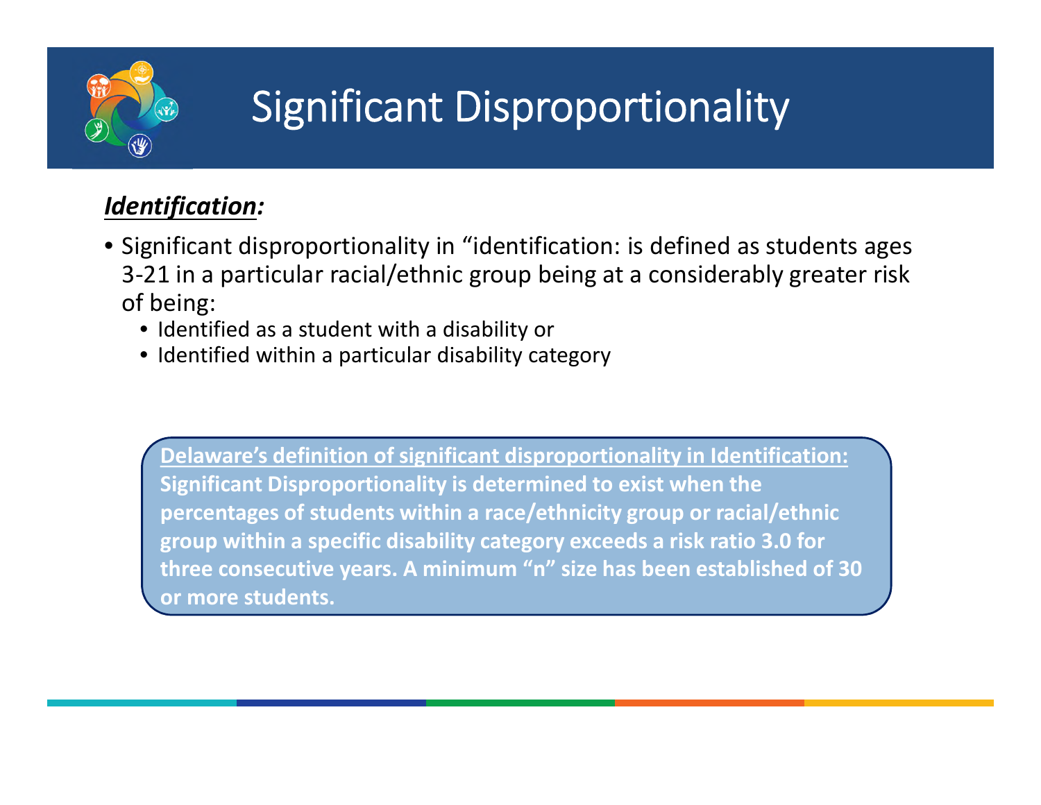# Significant Disproportionality

***<u>Identification</u>:***

- Significant disproportionality in “identification: is defined as students ages 3-21 in a particular racial/ethnic group being at a considerably greater risk of being:
  - Identified as a student with a disability or
  - Identified within a particular disability category

**<u>Delaware’s definition of significant disproportionality in Identification:</u>**
**Significant Disproportionality is determined to exist when the percentages of students within a race/ethnicity group or racial/ethnic group within a specific disability category exceeds a risk ratio 3.0 for three consecutive years. A minimum “n” size has been established of 30 or more students.**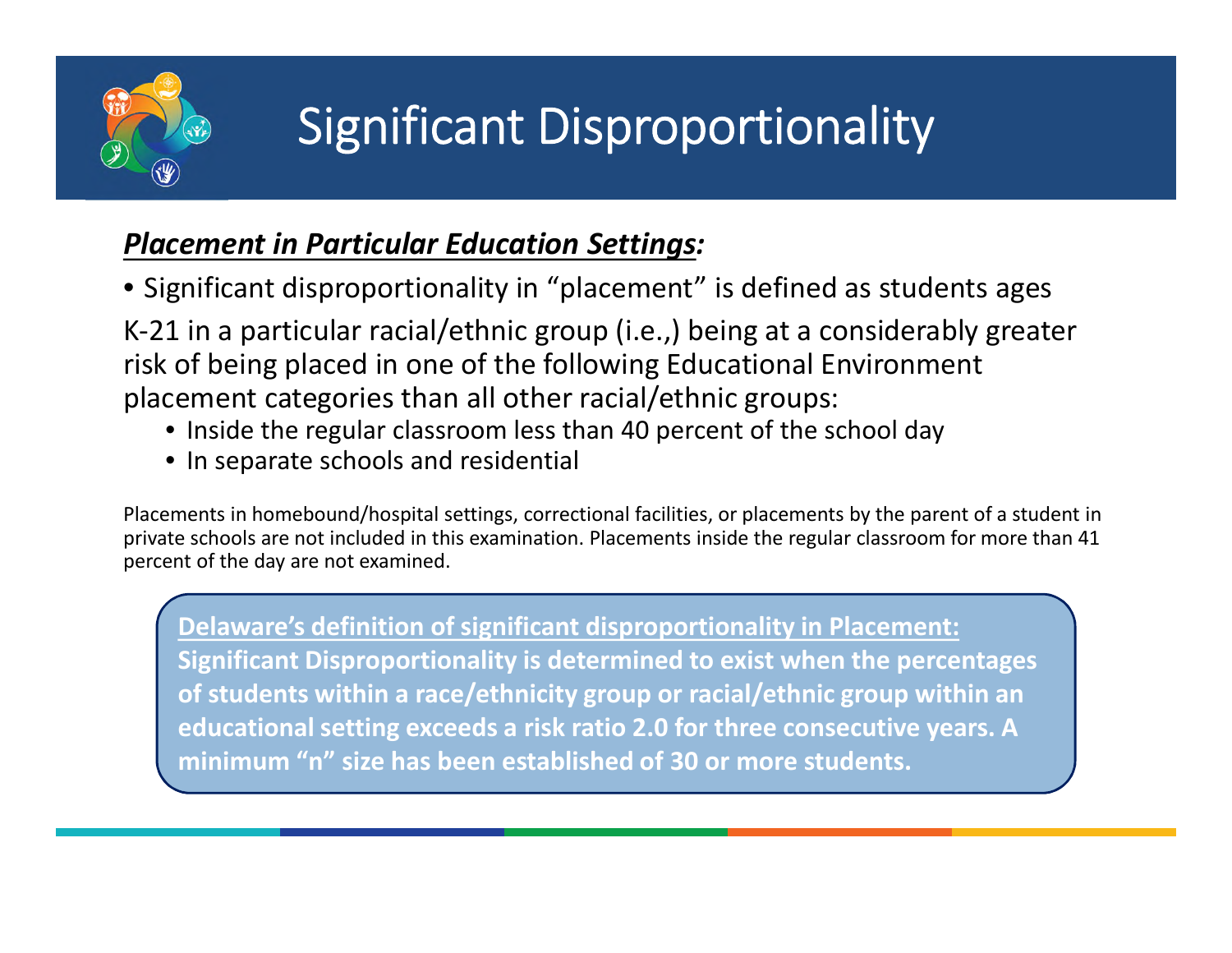# Significant Disproportionality

***<u>Placement in Particular Education Settings</u>:***

- Significant disproportionality in "placement" is defined as students ages

K-21 in a particular racial/ethnic group (i.e.,) being at a considerably greater risk of being placed in one of the following Educational Environment placement categories than all other racial/ethnic groups:

  - Inside the regular classroom less than 40 percent of the school day
  - In separate schools and residential

Placements in homebound/hospital settings, correctional facilities, or placements by the parent of a student in private schools are not included in this examination. Placements inside the regular classroom for more than 41 percent of the day are not examined.

**<u>Delaware's definition of significant disproportionality in Placement:</u>**
**Significant Disproportionality is determined to exist when the percentages of students within a race/ethnicity group or racial/ethnic group within an educational setting exceeds a risk ratio 2.0 for three consecutive years. A minimum "n" size has been established of 30 or more students.**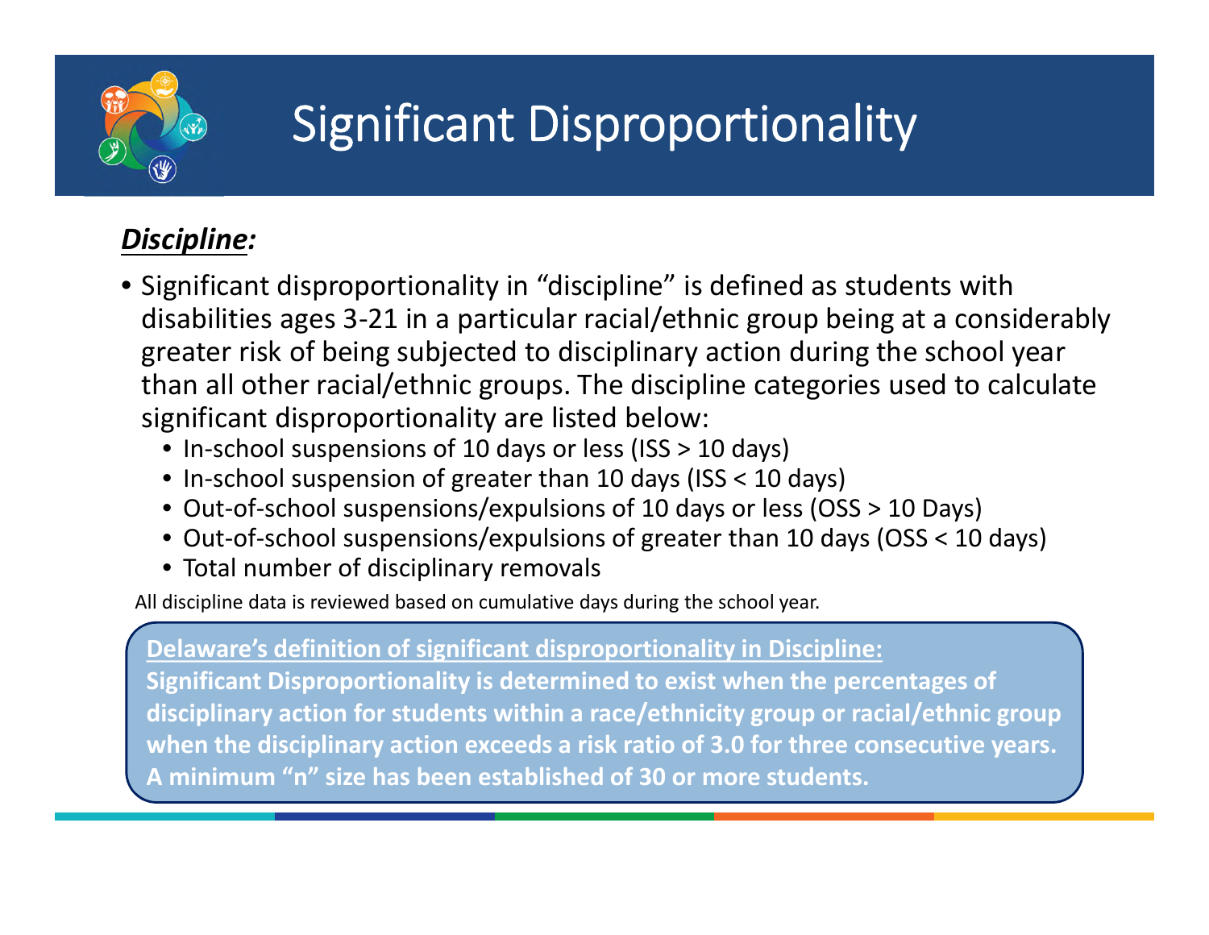# Significant Disproportionality

***Discipline:***

- Significant disproportionality in “discipline” is defined as students with disabilities ages 3-21 in a particular racial/ethnic group being at a considerably greater risk of being subjected to disciplinary action during the school year than all other racial/ethnic groups. The discipline categories used to calculate significant disproportionality are listed below:
  - In-school suspensions of 10 days or less (ISS > 10 days)
  - In-school suspension of greater than 10 days (ISS < 10 days)
  - Out-of-school suspensions/expulsions of 10 days or less (OSS > 10 Days)
  - Out-of-school suspensions/expulsions of greater than 10 days (OSS < 10 days)
  - Total number of disciplinary removals

All discipline data is reviewed based on cumulative days during the school year.

**Delaware’s definition of significant disproportionality in Discipline:**
**Significant Disproportionality is determined to exist when the percentages of disciplinary action for students within a race/ethnicity group or racial/ethnic group when the disciplinary action exceeds a risk ratio of 3.0 for three consecutive years. A minimum “n” size has been established of 30 or more students.**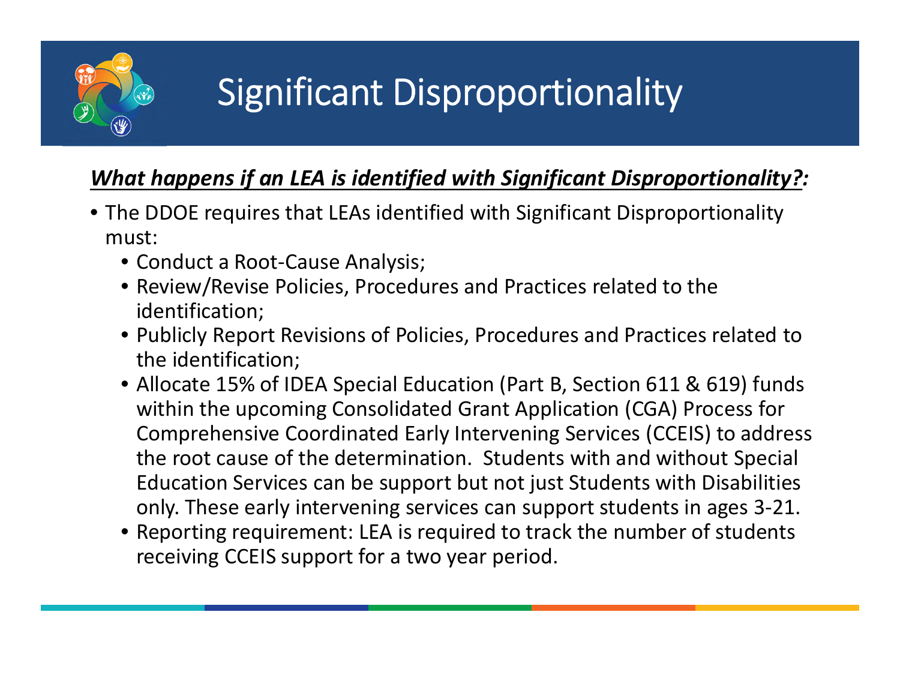# Significant Disproportionality

***<u>What happens if an LEA is identified with Significant Disproportionality?</u>:***

- The DDOE requires that LEAs identified with Significant Disproportionality must:
  - Conduct a Root-Cause Analysis;
  - Review/Revise Policies, Procedures and Practices related to the identification;
  - Publicly Report Revisions of Policies, Procedures and Practices related to the identification;
  - Allocate 15% of IDEA Special Education (Part B, Section 611 & 619) funds within the upcoming Consolidated Grant Application (CGA) Process for Comprehensive Coordinated Early Intervening Services (CCEIS) to address the root cause of the determination. Students with and without Special Education Services can be support but not just Students with Disabilities only. These early intervening services can support students in ages 3-21.
  - Reporting requirement: LEA is required to track the number of students receiving CCEIS support for a two year period.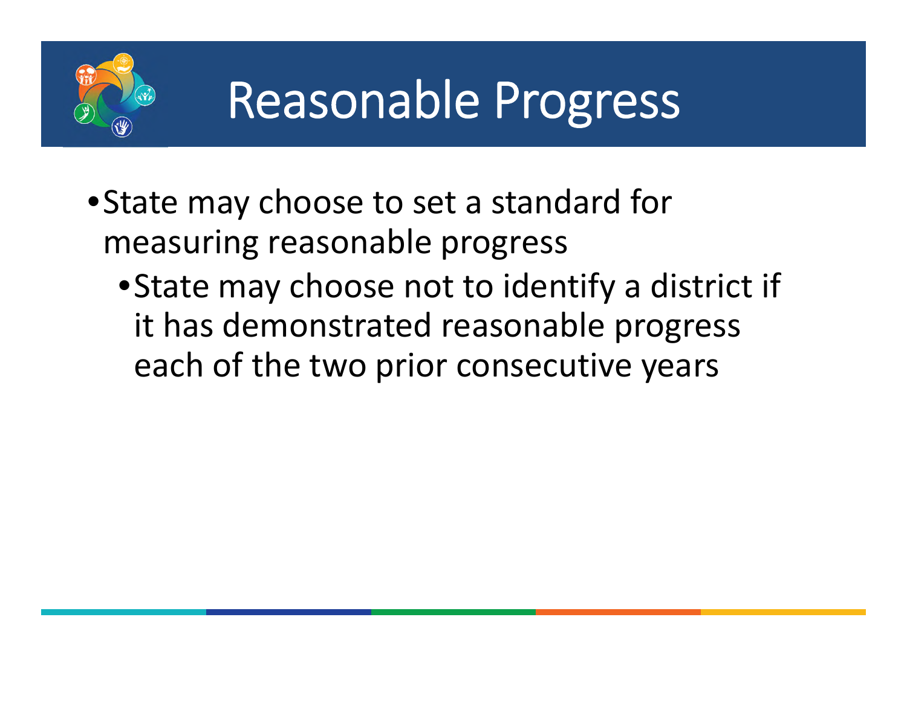# Reasonable Progress

- State may choose to set a standard for measuring reasonable progress
  - State may choose not to identify a district if it has demonstrated reasonable progress each of the two prior consecutive years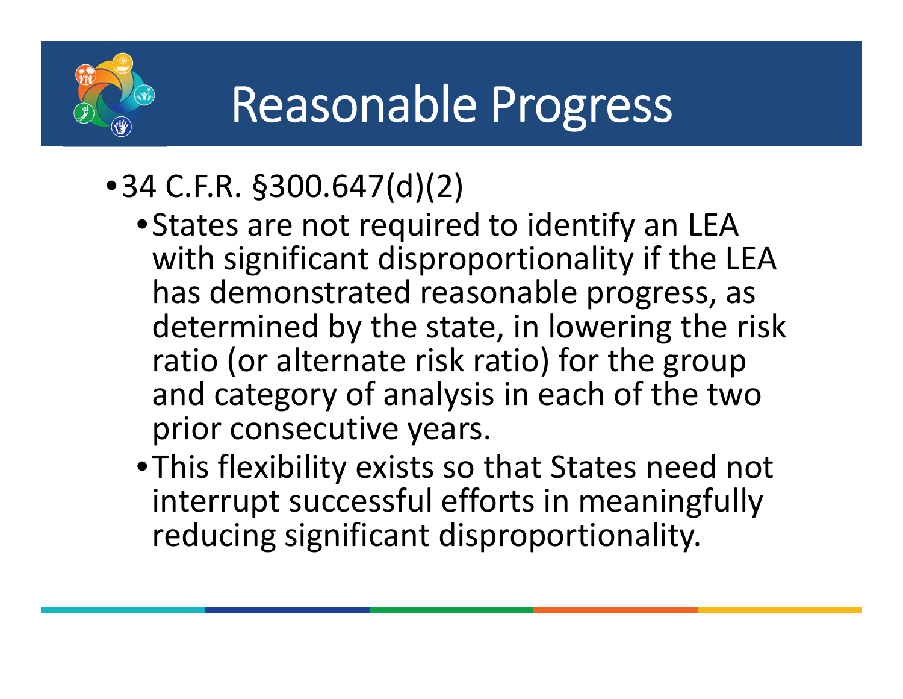# Reasonable Progress

- 34 C.F.R. §300.647(d)(2)
  - States are not required to identify an LEA with significant disproportionality if the LEA has demonstrated reasonable progress, as determined by the state, in lowering the risk ratio (or alternate risk ratio) for the group and category of analysis in each of the two prior consecutive years.
  - This flexibility exists so that States need not interrupt successful efforts in meaningfully reducing significant disproportionality.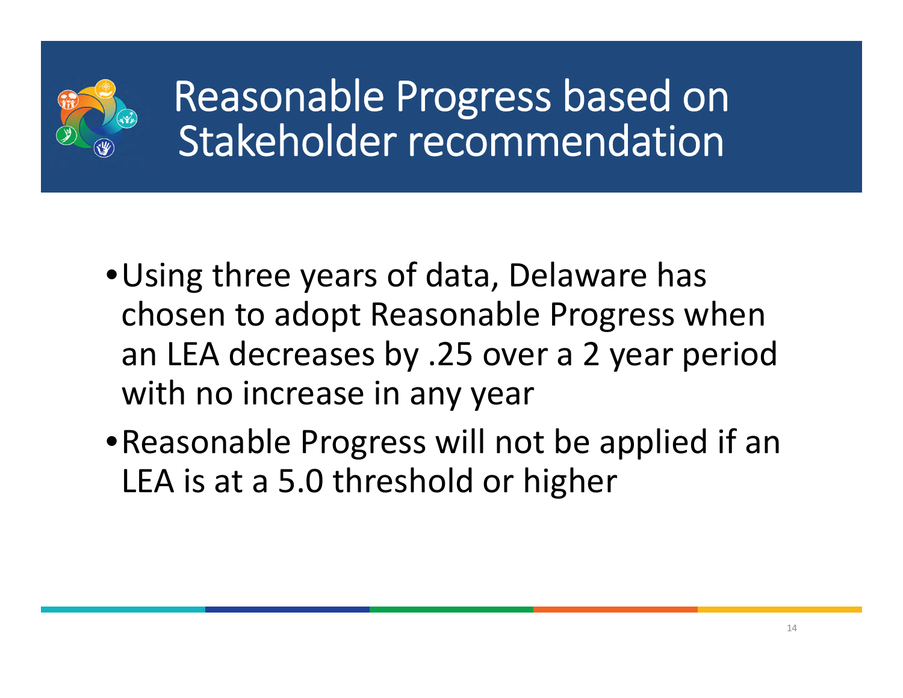# Reasonable Progress based on Stakeholder recommendation

- Using three years of data, Delaware has chosen to adopt Reasonable Progress when an LEA decreases by .25 over a 2 year period with no increase in any year
- Reasonable Progress will not be applied if an LEA is at a 5.0 threshold or higher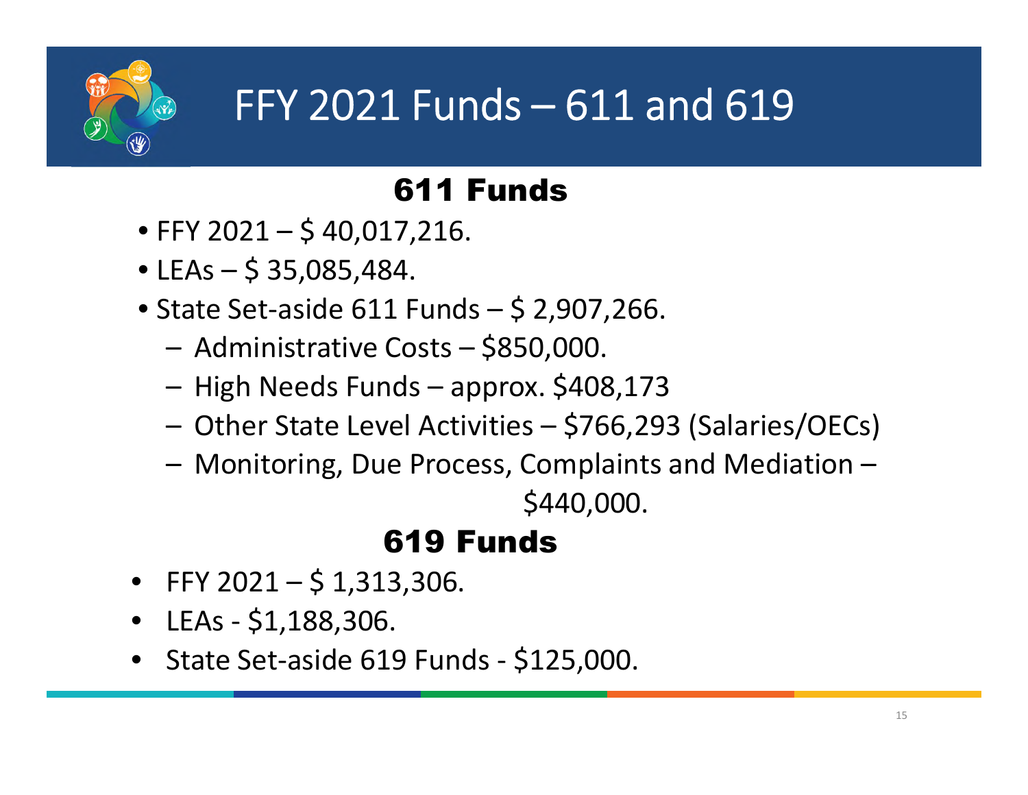# FFY 2021 Funds – 611 and 619

## 611 Funds

- FFY 2021 – $ 40,017,216.
- LEAs – $ 35,085,484.
- State Set-aside 611 Funds – $ 2,907,266.
  - Administrative Costs – $850,000.
  - High Needs Funds – approx. $408,173
  - Other State Level Activities – $766,293 (Salaries/OECs)
  - Monitoring, Due Process, Complaints and Mediation – $440,000.

## 619 Funds

- FFY 2021 – $ 1,313,306.
- LEAs - $1,188,306.
- State Set-aside 619 Funds - $125,000.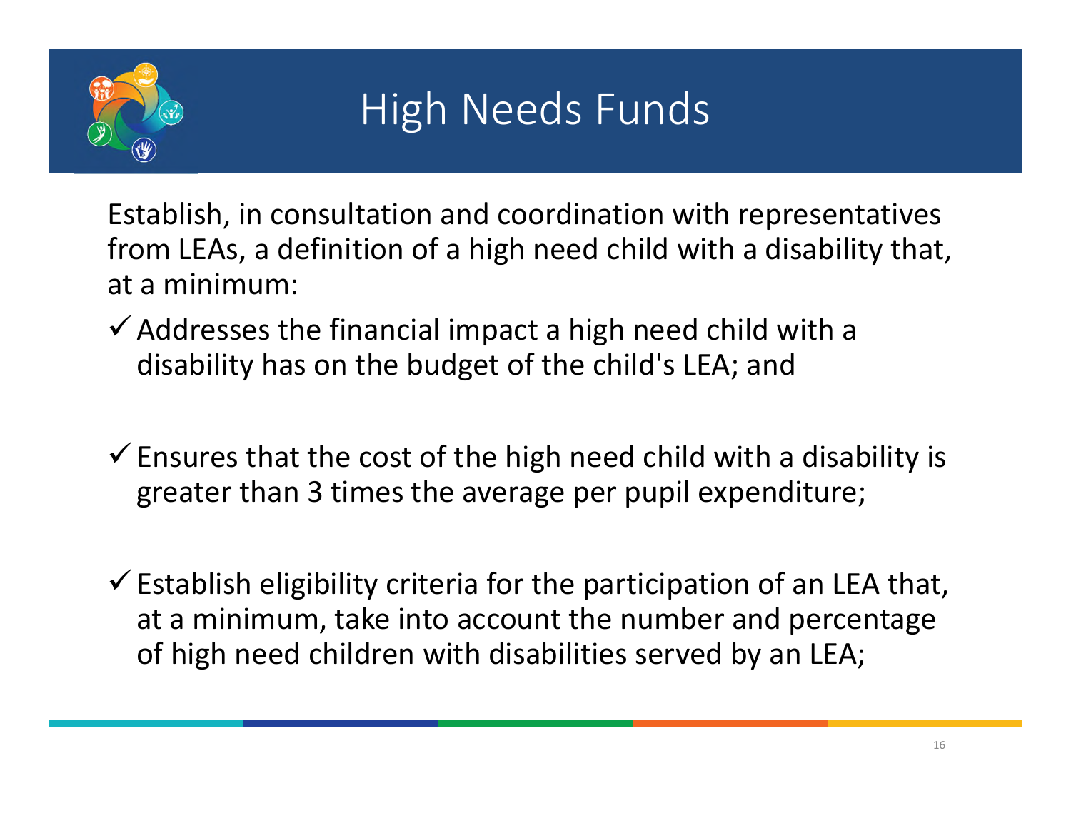# High Needs Funds

Establish, in consultation and coordination with representatives from LEAs, a definition of a high need child with a disability that, at a minimum:

- ✓ Addresses the financial impact a high need child with a disability has on the budget of the child's LEA; and
- ✓ Ensures that the cost of the high need child with a disability is greater than 3 times the average per pupil expenditure;
- ✓ Establish eligibility criteria for the participation of an LEA that, at a minimum, take into account the number and percentage of high need children with disabilities served by an LEA;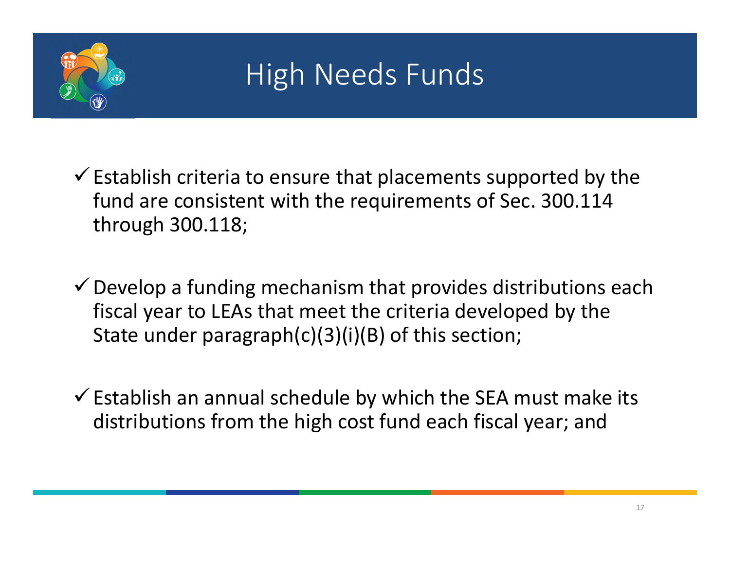# High Needs Funds

- ✓ Establish criteria to ensure that placements supported by the fund are consistent with the requirements of Sec. 300.114 through 300.118;

- ✓ Develop a funding mechanism that provides distributions each fiscal year to LEAs that meet the criteria developed by the State under paragraph(c)(3)(i)(B) of this section;

- ✓ Establish an annual schedule by which the SEA must make its distributions from the high cost fund each fiscal year; and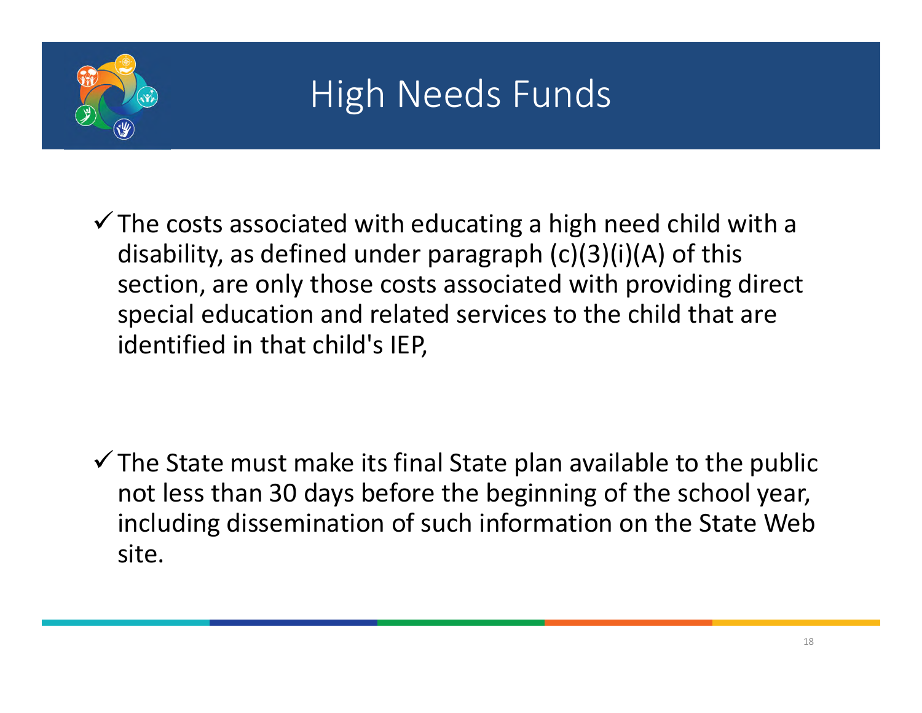# High Needs Funds

- ✓ The costs associated with educating a high need child with a disability, as defined under paragraph (c)(3)(i)(A) of this section, are only those costs associated with providing direct special education and related services to the child that are identified in that child's IEP,

- ✓ The State must make its final State plan available to the public not less than 30 days before the beginning of the school year, including dissemination of such information on the State Web site.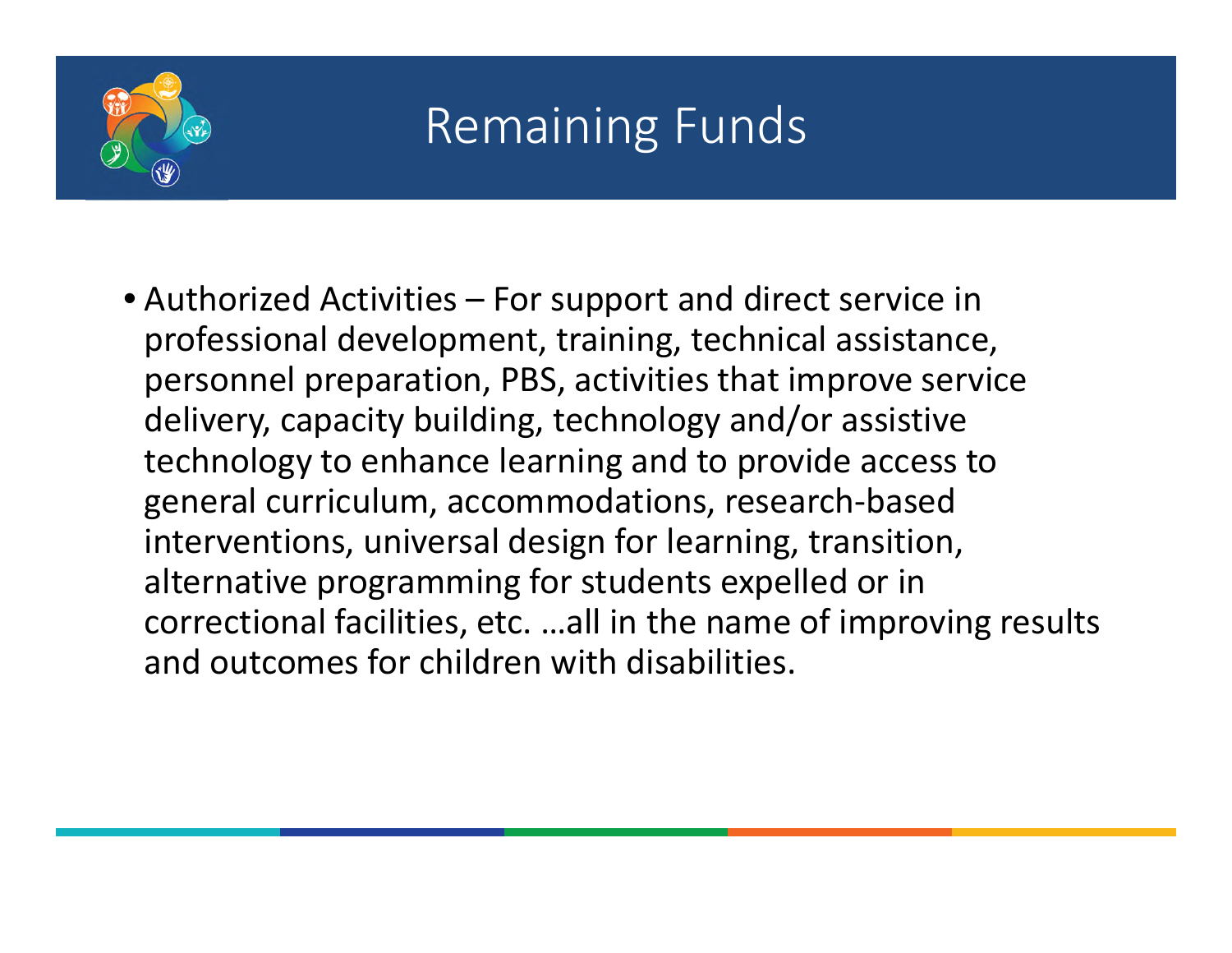# Remaining Funds

- Authorized Activities – For support and direct service in professional development, training, technical assistance, personnel preparation, PBS, activities that improve service delivery, capacity building, technology and/or assistive technology to enhance learning and to provide access to general curriculum, accommodations, research-based interventions, universal design for learning, transition, alternative programming for students expelled or in correctional facilities, etc. …all in the name of improving results and outcomes for children with disabilities.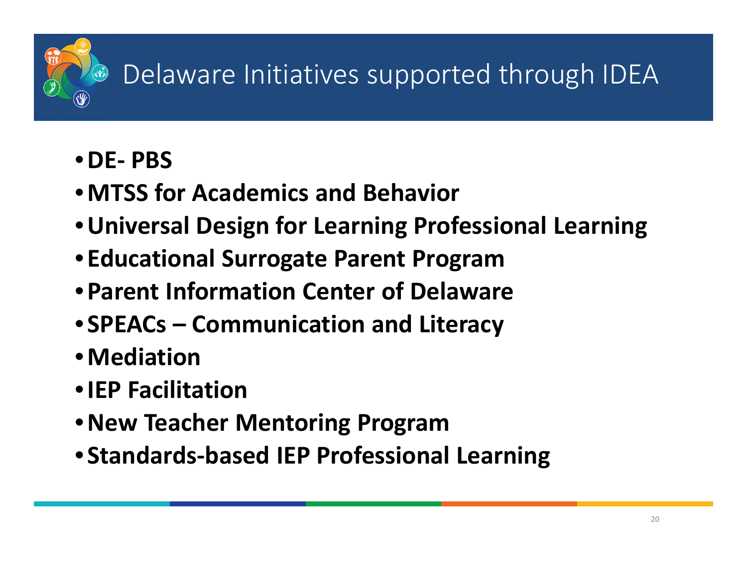# Delaware Initiatives supported through IDEA

- **DE- PBS**
- **MTSS for Academics and Behavior**
- **Universal Design for Learning Professional Learning**
- **Educational Surrogate Parent Program**
- **Parent Information Center of Delaware**
- **SPEACs – Communication and Literacy**
- **Mediation**
- **IEP Facilitation**
- **New Teacher Mentoring Program**
- **Standards-based IEP Professional Learning**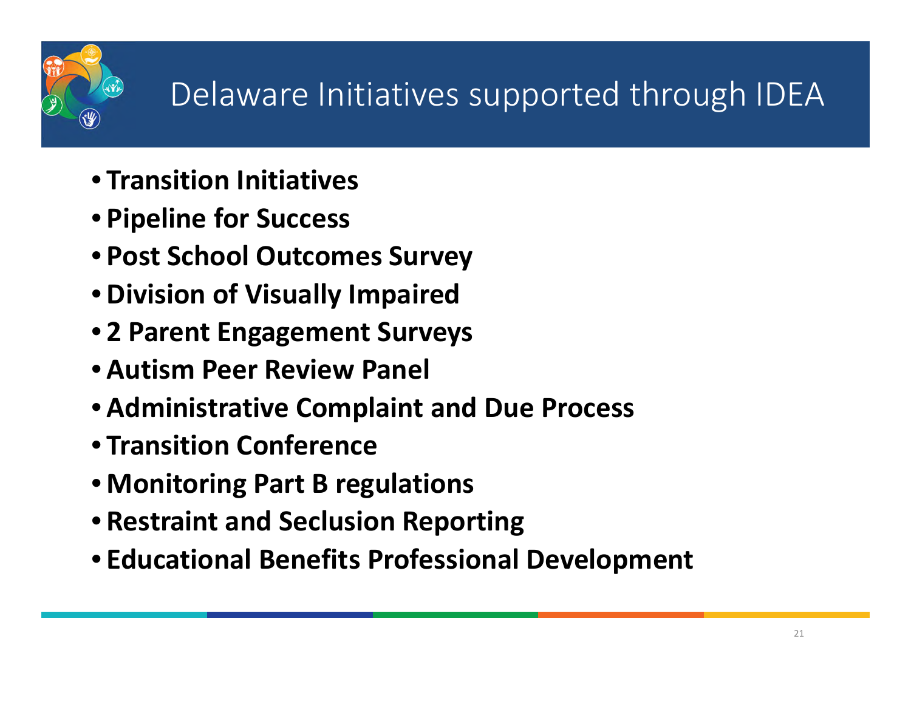# Delaware Initiatives supported through IDEA

- **Transition Initiatives**
- **Pipeline for Success**
- **Post School Outcomes Survey**
- **Division of Visually Impaired**
- **2 Parent Engagement Surveys**
- **Autism Peer Review Panel**
- **Administrative Complaint and Due Process**
- **Transition Conference**
- **Monitoring Part B regulations**
- **Restraint and Seclusion Reporting**
- **Educational Benefits Professional Development**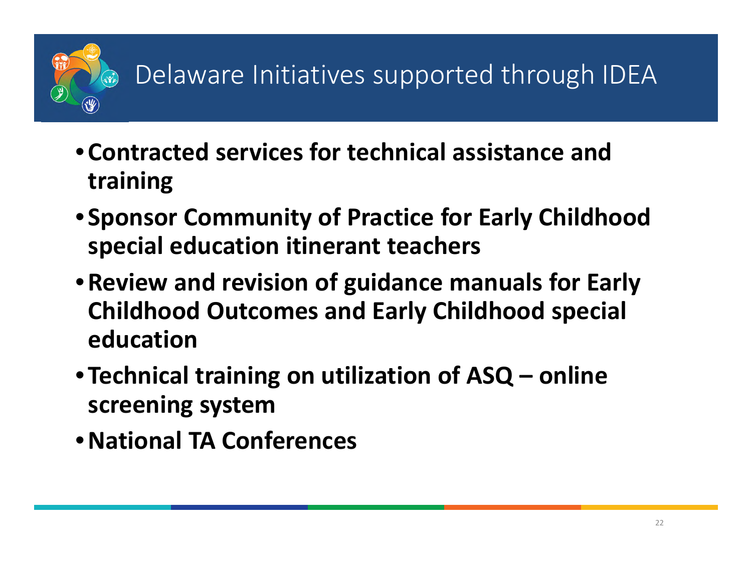# Delaware Initiatives supported through IDEA

- **Contracted services for technical assistance and training**
- **Sponsor Community of Practice for Early Childhood special education itinerant teachers**
- **Review and revision of guidance manuals for Early Childhood Outcomes and Early Childhood special education**
- **Technical training on utilization of ASQ – online screening system**
- **National TA Conferences**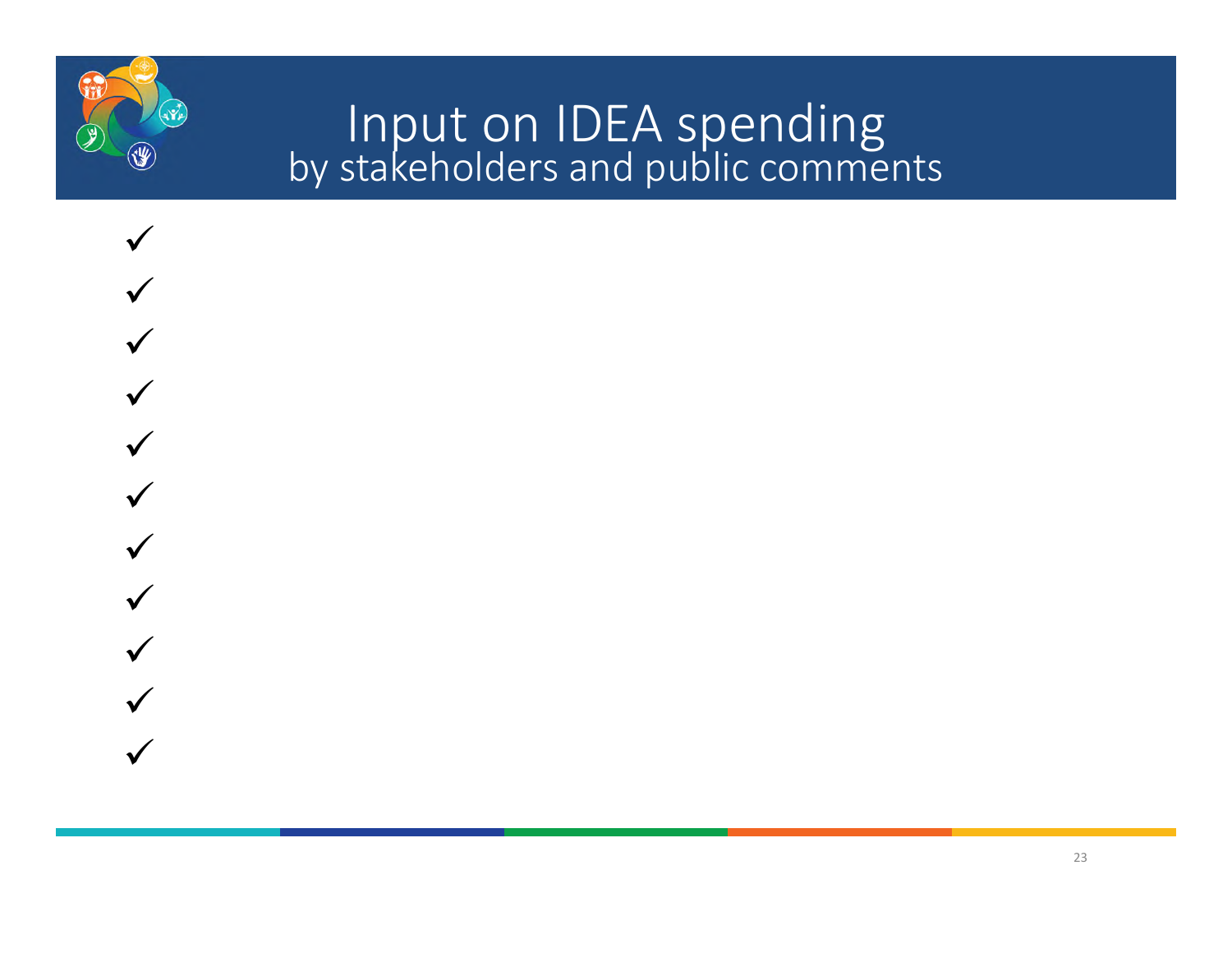# Input on IDEA spending
## by stakeholders and public comments

- ✓
- ✓
- ✓
- ✓
- ✓
- ✓
- ✓
- ✓
- ✓
- ✓
- ✓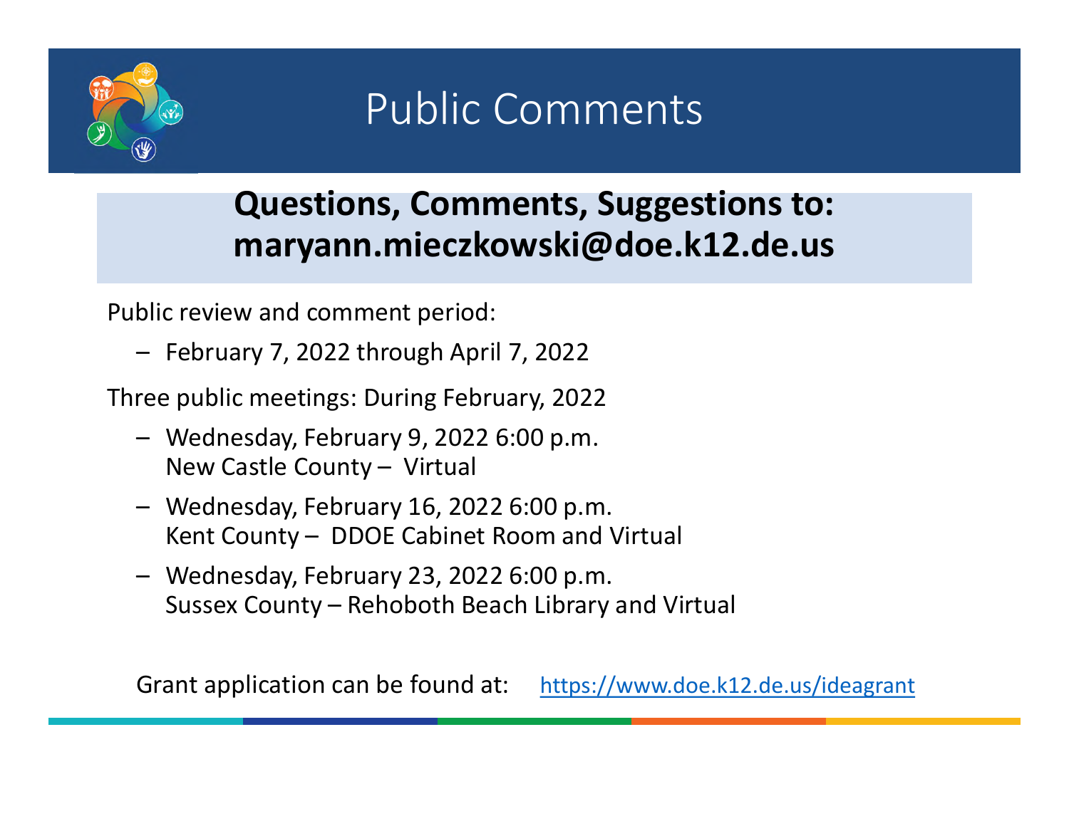# Public Comments

**Questions, Comments, Suggestions to: maryann.mieczkowski@doe.k12.de.us**

Public review and comment period:

- February 7, 2022 through April 7, 2022

Three public meetings: During February, 2022

- Wednesday, February 9, 2022 6:00 p.m.
  New Castle County – Virtual
- Wednesday, February 16, 2022 6:00 p.m.
  Kent County – DDOE Cabinet Room and Virtual
- Wednesday, February 23, 2022 6:00 p.m.
  Sussex County – Rehoboth Beach Library and Virtual

Grant application can be found at: https://www.doe.k12.de.us/ideagrant